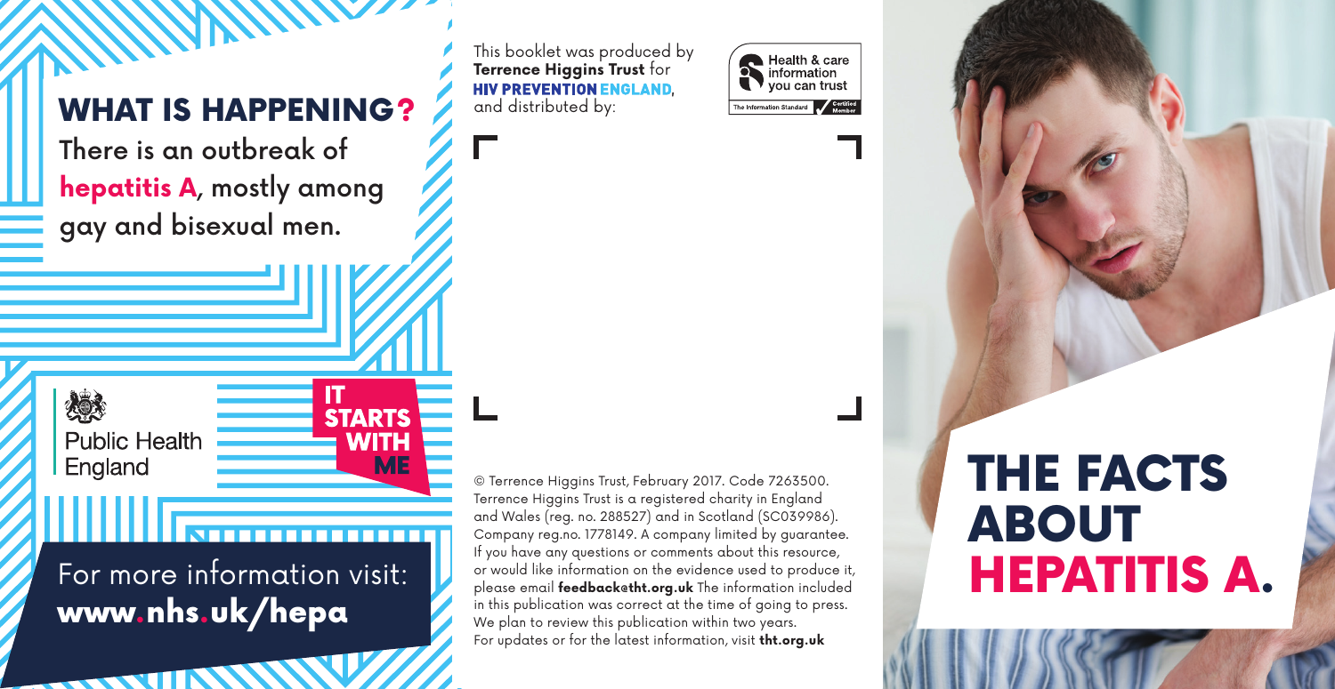## WHAT IS HAPPENING?

There is an outbreak of **hepatitis A**, mostly among gay and bisexual men.

Public Health England

IT STARTS WITH ME

For more information visit:
**www.nhs.uk/hepa**

This booklet was produced by **Terrence Higgins Trust** for **HIV PREVENTION ENGLAND**, and distributed by:

Health & care information you can trust
The Information Standard — Certified Member

© Terrence Higgins Trust, February 2017. Code 7263500. Terrence Higgins Trust is a registered charity in England and Wales (reg. no. 288527) and in Scotland (SC039986). Company reg.no. 1778149. A company limited by guarantee. If you have any questions or comments about this resource, or would like information on the evidence used to produce it, please email **feedback@tht.org.uk** The information included in this publication was correct at the time of going to press. We plan to review this publication within two years. For updates or for the latest information, visit **tht.org.uk**

# THE FACTS ABOUT HEPATITIS A.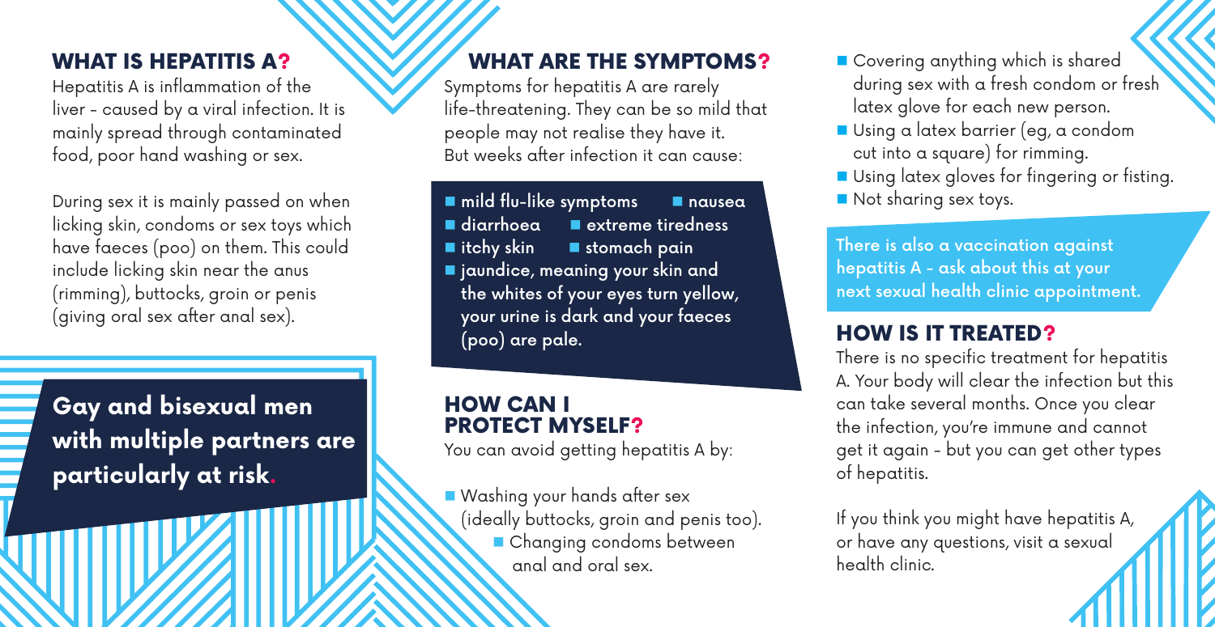## WHAT IS HEPATITIS A?

Hepatitis A is inflammation of the liver - caused by a viral infection. It is mainly spread through contaminated food, poor hand washing or sex.

During sex it is mainly passed on when licking skin, condoms or sex toys which have faeces (poo) on them. This could include licking skin near the anus (rimming), buttocks, groin or penis (giving oral sex after anal sex).

**Gay and bisexual men with multiple partners are particularly at risk.**

## WHAT ARE THE SYMPTOMS?

Symptoms for hepatitis A are rarely life-threatening. They can be so mild that people may not realise they have it. But weeks after infection it can cause:

- **mild flu-like symptoms**
- **nausea**
- **diarrhoea**
- **extreme tiredness**
- **itchy skin**
- **stomach pain**
- **jaundice, meaning your skin and the whites of your eyes turn yellow, your urine is dark and your faeces (poo) are pale.**

## HOW CAN I PROTECT MYSELF?

You can avoid getting hepatitis A by:

- Washing your hands after sex (ideally buttocks, groin and penis too).
- Changing condoms between anal and oral sex.
- Covering anything which is shared during sex with a fresh condom or fresh latex glove for each new person.
- Using a latex barrier (eg, a condom cut into a square) for rimming.
- Using latex gloves for fingering or fisting.
- Not sharing sex toys.

**There is also a vaccination against hepatitis A - ask about this at your next sexual health clinic appointment.**

## HOW IS IT TREATED?

There is no specific treatment for hepatitis A. Your body will clear the infection but this can take several months. Once you clear the infection, you're immune and cannot get it again - but you can get other types of hepatitis.

If you think you might have hepatitis A, or have any questions, visit a sexual health clinic.